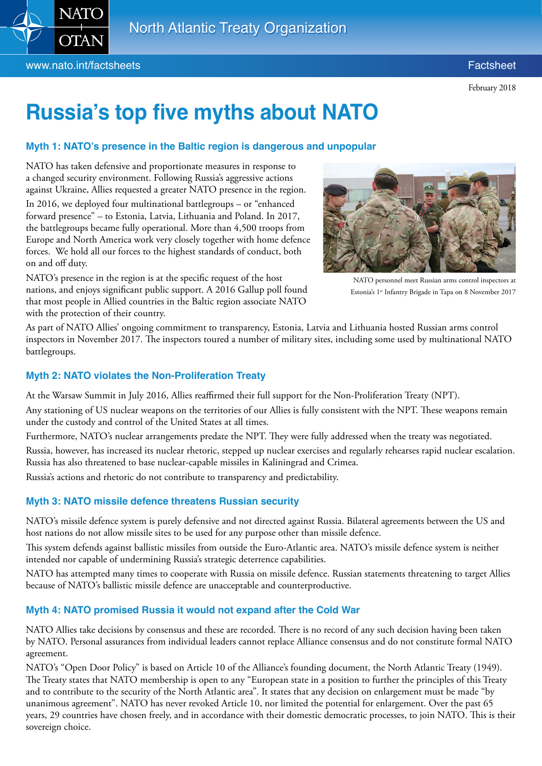North Atlantic Treaty Organization

www.nato.int/factsheets

Factsheet

February 2018

# Russia's top five myths about NATO

### Myth 1: NATO's presence in the Baltic region is dangerous and unpopular

NATO has taken defensive and proportionate measures in response to a changed security environment. Following Russia's aggressive actions against Ukraine, Allies requested a greater NATO presence in the region.

In 2016, we deployed four multinational battlegroups – or "enhanced forward presence" – to Estonia, Latvia, Lithuania and Poland. In 2017, the battlegroups became fully operational. More than 4,500 troops from Europe and North America work very closely together with home defence forces. We hold all our forces to the highest standards of conduct, both on and off duty.

NATO's presence in the region is at the specific request of the host nations, and enjoys significant public support. A 2016 Gallup poll found that most people in Allied countries in the Baltic region associate NATO with the protection of their country.

NATO personnel meet Russian arms control inspectors at Estonia's 1st Infantry Brigade in Tapa on 8 November 2017

As part of NATO Allies' ongoing commitment to transparency, Estonia, Latvia and Lithuania hosted Russian arms control inspectors in November 2017. The inspectors toured a number of military sites, including some used by multinational NATO battlegroups.

### Myth 2: NATO violates the Non-Proliferation Treaty

At the Warsaw Summit in July 2016, Allies reaffirmed their full support for the Non-Proliferation Treaty (NPT).

Any stationing of US nuclear weapons on the territories of our Allies is fully consistent with the NPT. These weapons remain under the custody and control of the United States at all times.

Furthermore, NATO's nuclear arrangements predate the NPT. They were fully addressed when the treaty was negotiated.

Russia, however, has increased its nuclear rhetoric, stepped up nuclear exercises and regularly rehearses rapid nuclear escalation. Russia has also threatened to base nuclear-capable missiles in Kaliningrad and Crimea.

Russia's actions and rhetoric do not contribute to transparency and predictability.

### Myth 3: NATO missile defence threatens Russian security

NATO's missile defence system is purely defensive and not directed against Russia. Bilateral agreements between the US and host nations do not allow missile sites to be used for any purpose other than missile defence.

This system defends against ballistic missiles from outside the Euro-Atlantic area. NATO's missile defence system is neither intended nor capable of undermining Russia's strategic deterrence capabilities.

NATO has attempted many times to cooperate with Russia on missile defence. Russian statements threatening to target Allies because of NATO's ballistic missile defence are unacceptable and counterproductive.

### Myth 4: NATO promised Russia it would not expand after the Cold War

NATO Allies take decisions by consensus and these are recorded. There is no record of any such decision having been taken by NATO. Personal assurances from individual leaders cannot replace Alliance consensus and do not constitute formal NATO agreement.

NATO's "Open Door Policy" is based on Article 10 of the Alliance's founding document, the North Atlantic Treaty (1949). The Treaty states that NATO membership is open to any "European state in a position to further the principles of this Treaty and to contribute to the security of the North Atlantic area". It states that any decision on enlargement must be made "by unanimous agreement". NATO has never revoked Article 10, nor limited the potential for enlargement. Over the past 65 years, 29 countries have chosen freely, and in accordance with their domestic democratic processes, to join NATO. This is their sovereign choice.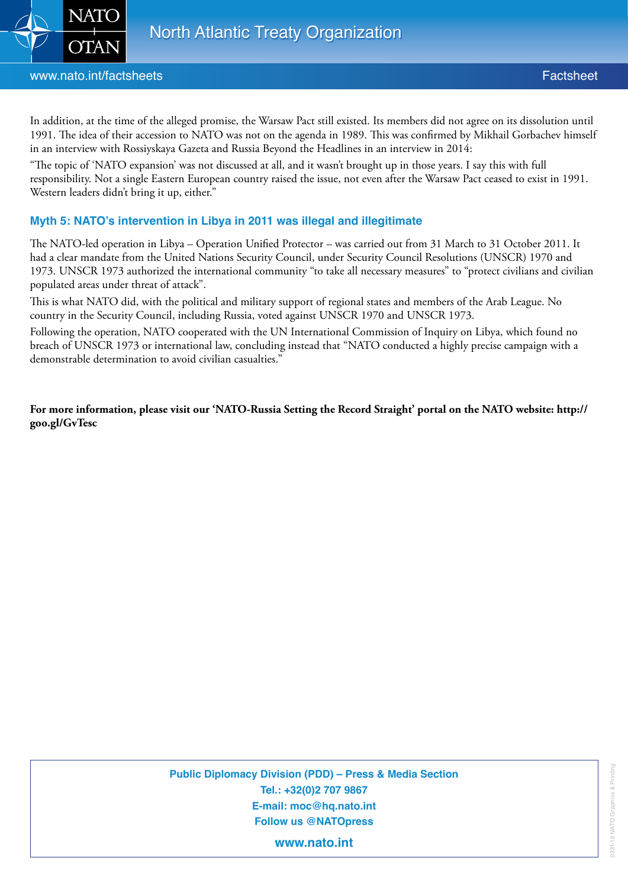In addition, at the time of the alleged promise, the Warsaw Pact still existed. Its members did not agree on its dissolution until 1991. The idea of their accession to NATO was not on the agenda in 1989. This was confirmed by Mikhail Gorbachev himself in an interview with Rossiyskaya Gazeta and Russia Beyond the Headlines in an interview in 2014:

"The topic of 'NATO expansion' was not discussed at all, and it wasn't brought up in those years. I say this with full responsibility. Not a single Eastern European country raised the issue, not even after the Warsaw Pact ceased to exist in 1991. Western leaders didn't bring it up, either."

## Myth 5: NATO's intervention in Libya in 2011 was illegal and illegitimate

The NATO-led operation in Libya – Operation Unified Protector – was carried out from 31 March to 31 October 2011. It had a clear mandate from the United Nations Security Council, under Security Council Resolutions (UNSCR) 1970 and 1973. UNSCR 1973 authorized the international community "to take all necessary measures" to "protect civilians and civilian populated areas under threat of attack".

This is what NATO did, with the political and military support of regional states and members of the Arab League. No country in the Security Council, including Russia, voted against UNSCR 1970 and UNSCR 1973.

Following the operation, NATO cooperated with the UN International Commission of Inquiry on Libya, which found no breach of UNSCR 1973 or international law, concluding instead that "NATO conducted a highly precise campaign with a demonstrable determination to avoid civilian casualties."

**For more information, please visit our 'NATO-Russia Setting the Record Straight' portal on the NATO website: http://goo.gl/GvTesc**

**Public Diplomacy Division (PDD) – Press & Media Section**
**Tel.: +32(0)2 707 9867**
**E-mail: moc@hq.nato.int**
**Follow us @NATOpress**

**www.nato.int**

0331-18 NATO Graphics & Printing